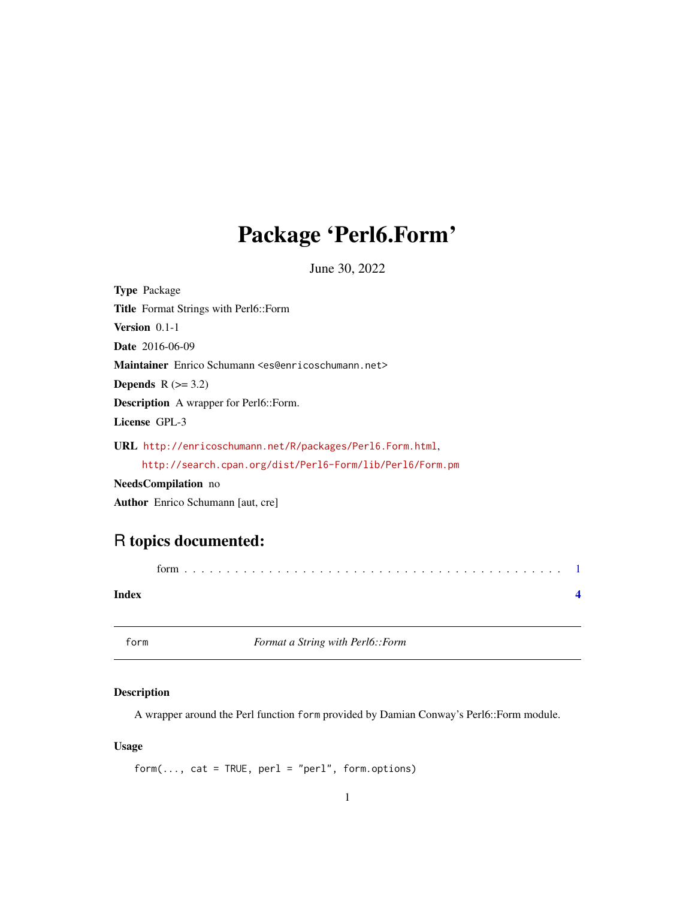# Package 'Perl6.Form'

June 30, 2022

**Type** Package

**Title** Format Strings with Perl6::Form

**Version** 0.1-1

**Date** 2016-06-09

**Maintainer** Enrico Schumann <es@enricoschumann.net>

**Depends** R (>= 3.2)

**Description** A wrapper for Perl6::Form.

**License** GPL-3

**URL** http://enricoschumann.net/R/packages/Perl6.Form.html,
http://search.cpan.org/dist/Perl6-Form/lib/Perl6/Form.pm

**NeedsCompilation** no

**Author** Enrico Schumann [aut, cre]

## R topics documented:

form . . . . . . . . . . . . . . . . . . . . . . . . . . . . . . . . . . . . . . . . . . . . . 1

**Index** **4**

---

form — *Format a String with Perl6::Form*

---

### Description

A wrapper around the Perl function `form` provided by Damian Conway's Perl6::Form module.

### Usage

```
form(..., cat = TRUE, perl = "perl", form.options)
```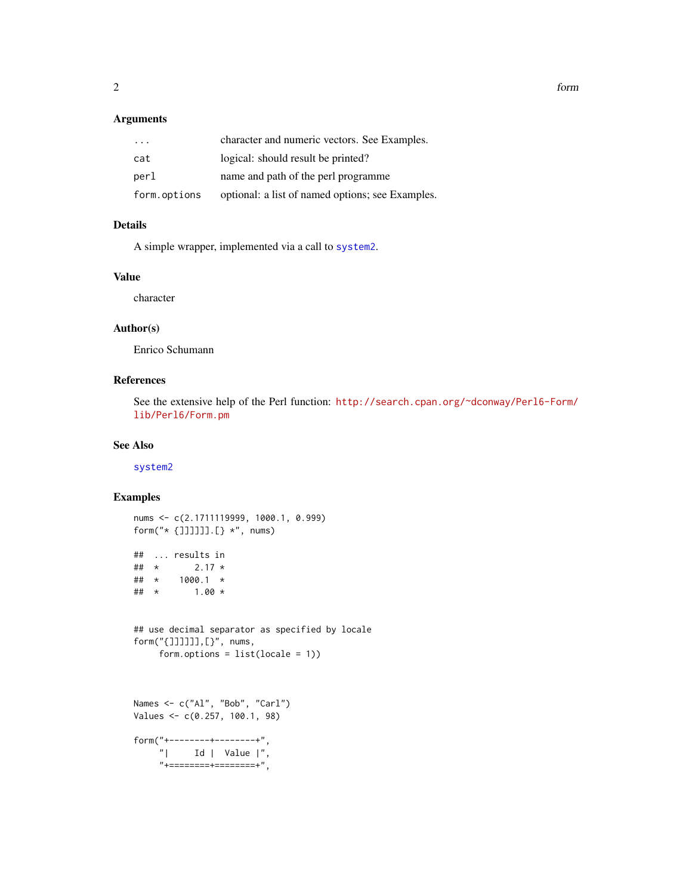### Arguments

| | |
|---|---|
| `...` | character and numeric vectors. See Examples. |
| `cat` | logical: should result be printed? |
| `perl` | name and path of the perl programme |
| `form.options` | optional: a list of named options; see Examples. |

### Details

A simple wrapper, implemented via a call to `system2`.

### Value

character

### Author(s)

Enrico Schumann

### References

See the extensive help of the Perl function: http://search.cpan.org/~dconway/Perl6-Form/lib/Perl6/Form.pm

### See Also

`system2`

### Examples

```
nums <- c(2.1711119999, 1000.1, 0.999)
form("* {]]]]]].[} *", nums)

##  ... results in
##  *       2.17 *
##  *    1000.1  *
##  *       1.00 *


## use decimal separator as specified by locale
form("{]]]]]],[}", nums,
     form.options = list(locale = 1))



Names <- c("Al", "Bob", "Carl")
Values <- c(0.257, 100.1, 98)

form("+--------+--------+",
     "|     Id |  Value |",
     "+========+========+",
```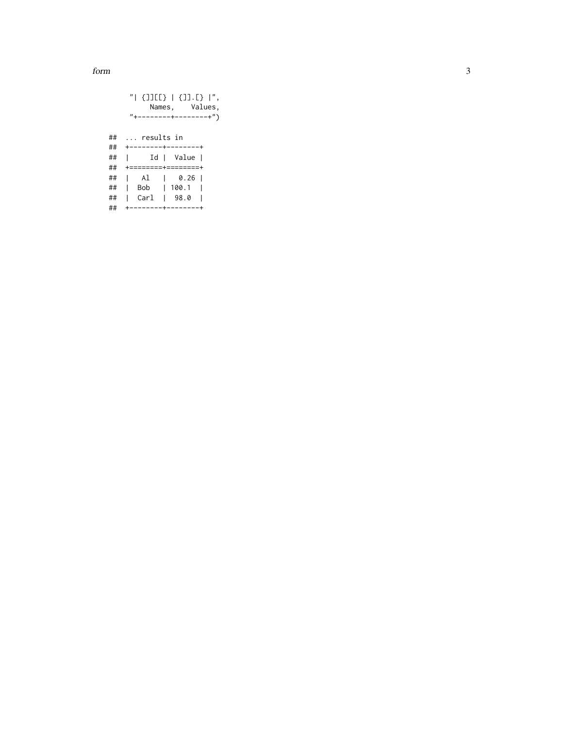```
"| {]][[} | {]].[} |",
    Names,    Values,
"+--------+--------+")

## ... results in
## +--------+--------+
## |     Id |  Value |
## +========+========+
## |   Al   |   0.26 |
## |  Bob   | 100.1  |
## |  Carl  |  98.0  |
## +--------+--------+
```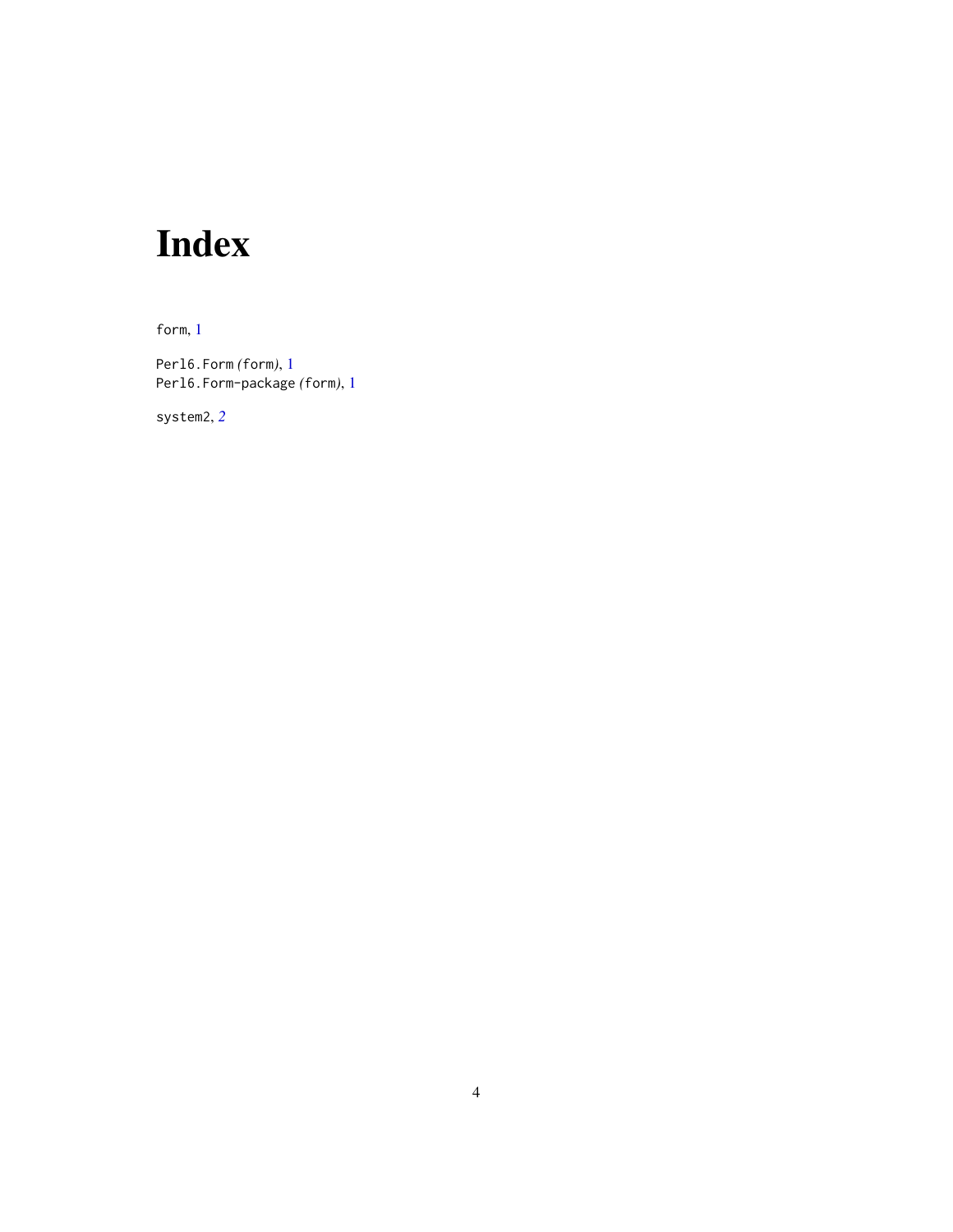# Index

form, 1

Perl6.Form *(*form*)*, 1
Perl6.Form-package *(*form*)*, 1

system2, *2*